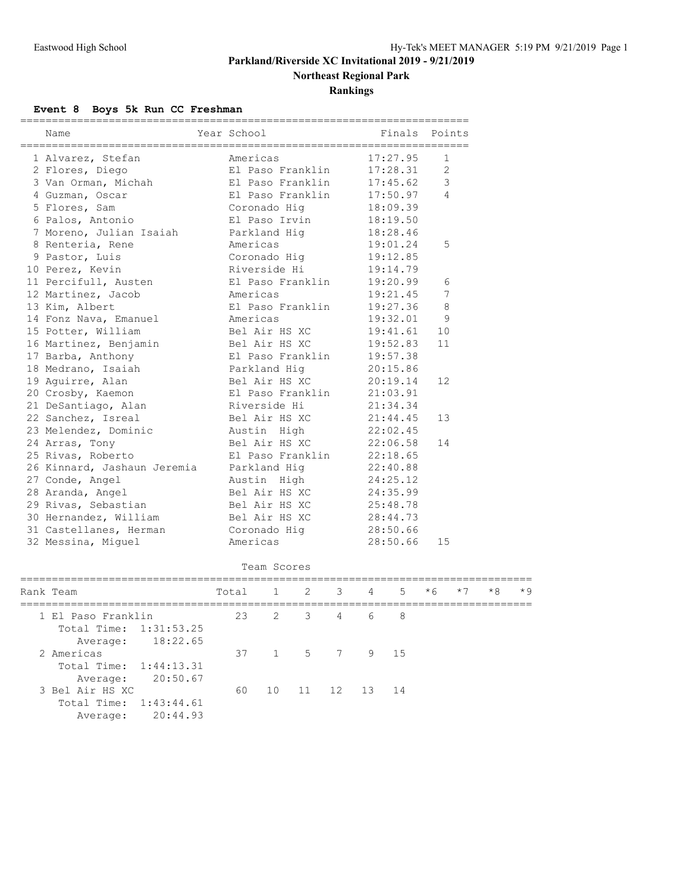# Parkland/Riverside XC Invitational 2019 - 9/21/2019

## Northeast Regional Park

## Rankings

### Event 8 Boys 5k Run CC Freshman

| | Name | Year | School | Finals | Points |
|---|---|---|---|---|---|
| 1 | Alvarez, Stefan | | Americas | 17:27.95 | 1 |
| 2 | Flores, Diego | | El Paso Franklin | 17:28.31 | 2 |
| 3 | Van Orman, Michah | | El Paso Franklin | 17:45.62 | 3 |
| 4 | Guzman, Oscar | | El Paso Franklin | 17:50.97 | 4 |
| 5 | Flores, Sam | | Coronado Hig | 18:09.39 | |
| 6 | Palos, Antonio | | El Paso Irvin | 18:19.50 | |
| 7 | Moreno, Julian Isaiah | | Parkland Hig | 18:28.46 | |
| 8 | Renteria, Rene | | Americas | 19:01.24 | 5 |
| 9 | Pastor, Luis | | Coronado Hig | 19:12.85 | |
| 10 | Perez, Kevin | | Riverside Hi | 19:14.79 | |
| 11 | Percifull, Austen | | El Paso Franklin | 19:20.99 | 6 |
| 12 | Martinez, Jacob | | Americas | 19:21.45 | 7 |
| 13 | Kim, Albert | | El Paso Franklin | 19:27.36 | 8 |
| 14 | Fonz Nava, Emanuel | | Americas | 19:32.01 | 9 |
| 15 | Potter, William | | Bel Air HS XC | 19:41.61 | 10 |
| 16 | Martinez, Benjamin | | Bel Air HS XC | 19:52.83 | 11 |
| 17 | Barba, Anthony | | El Paso Franklin | 19:57.38 | |
| 18 | Medrano, Isaiah | | Parkland Hig | 20:15.86 | |
| 19 | Aguirre, Alan | | Bel Air HS XC | 20:19.14 | 12 |
| 20 | Crosby, Kaemon | | El Paso Franklin | 21:03.91 | |
| 21 | DeSantiago, Alan | | Riverside Hi | 21:34.34 | |
| 22 | Sanchez, Isreal | | Bel Air HS XC | 21:44.45 | 13 |
| 23 | Melendez, Dominic | | Austin High | 22:02.45 | |
| 24 | Arras, Tony | | Bel Air HS XC | 22:06.58 | 14 |
| 25 | Rivas, Roberto | | El Paso Franklin | 22:18.65 | |
| 26 | Kinnard, Jashaun Jeremia | | Parkland Hig | 22:40.88 | |
| 27 | Conde, Angel | | Austin High | 24:25.12 | |
| 28 | Aranda, Angel | | Bel Air HS XC | 24:35.99 | |
| 29 | Rivas, Sebastian | | Bel Air HS XC | 25:48.78 | |
| 30 | Hernandez, William | | Bel Air HS XC | 28:44.73 | |
| 31 | Castellanes, Herman | | Coronado Hig | 28:50.66 | |
| 32 | Messina, Miguel | | Americas | 28:50.66 | 15 |

Team Scores

| Rank | Team | Total | 1 | 2 | 3 | 4 | 5 | *6 | *7 | *8 | *9 |
|---|---|---|---|---|---|---|---|---|---|---|---|
| 1 | El Paso Franklin | 23 | 2 | 3 | 4 | 6 | 8 | | | | |
| | Total Time: 1:31:53.25 | | | | | | | | | | |
| | Average: 18:22.65 | | | | | | | | | | |
| 2 | Americas | 37 | 1 | 5 | 7 | 9 | 15 | | | | |
| | Total Time: 1:44:13.31 | | | | | | | | | | |
| | Average: 20:50.67 | | | | | | | | | | |
| 3 | Bel Air HS XC | 60 | 10 | 11 | 12 | 13 | 14 | | | | |
| | Total Time: 1:43:44.61 | | | | | | | | | | |
| | Average: 20:44.93 | | | | | | | | | | |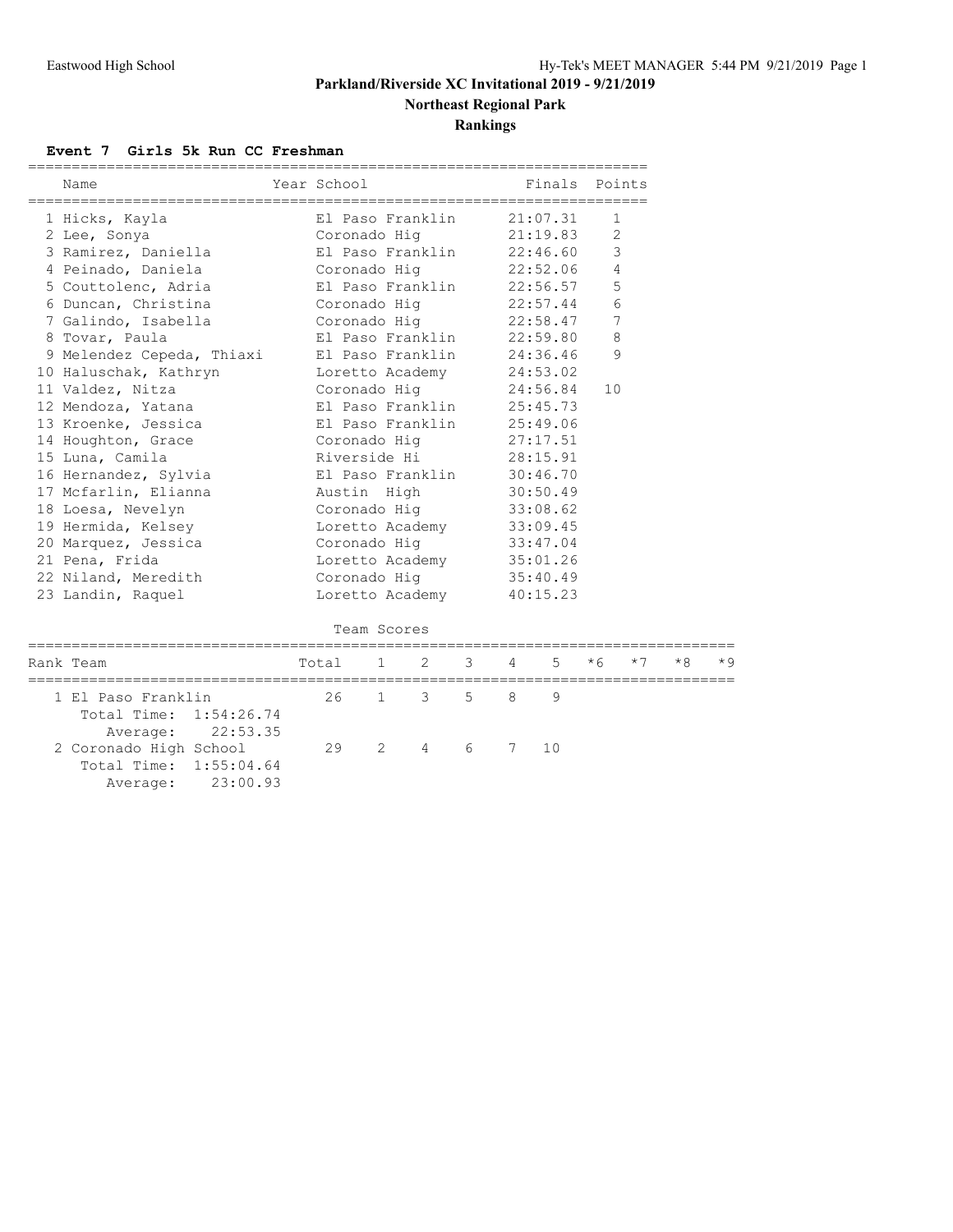# Parkland/Riverside XC Invitational 2019 - 9/21/2019

## Northeast Regional Park

## Rankings

### Event 7 Girls 5k Run CC Freshman

| Name | Year | School | Finals | Points |
|---|---|---|---|---|
| 1 Hicks, Kayla | | El Paso Franklin | 21:07.31 | 1 |
| 2 Lee, Sonya | | Coronado Hig | 21:19.83 | 2 |
| 3 Ramirez, Daniella | | El Paso Franklin | 22:46.60 | 3 |
| 4 Peinado, Daniela | | Coronado Hig | 22:52.06 | 4 |
| 5 Couttolenc, Adria | | El Paso Franklin | 22:56.57 | 5 |
| 6 Duncan, Christina | | Coronado Hig | 22:57.44 | 6 |
| 7 Galindo, Isabella | | Coronado Hig | 22:58.47 | 7 |
| 8 Tovar, Paula | | El Paso Franklin | 22:59.80 | 8 |
| 9 Melendez Cepeda, Thiaxi | | El Paso Franklin | 24:36.46 | 9 |
| 10 Haluschak, Kathryn | | Loretto Academy | 24:53.02 | |
| 11 Valdez, Nitza | | Coronado Hig | 24:56.84 | 10 |
| 12 Mendoza, Yatana | | El Paso Franklin | 25:45.73 | |
| 13 Kroenke, Jessica | | El Paso Franklin | 25:49.06 | |
| 14 Houghton, Grace | | Coronado Hig | 27:17.51 | |
| 15 Luna, Camila | | Riverside Hi | 28:15.91 | |
| 16 Hernandez, Sylvia | | El Paso Franklin | 30:46.70 | |
| 17 Mcfarlin, Elianna | | Austin High | 30:50.49 | |
| 18 Loesa, Nevelyn | | Coronado Hig | 33:08.62 | |
| 19 Hermida, Kelsey | | Loretto Academy | 33:09.45 | |
| 20 Marquez, Jessica | | Coronado Hig | 33:47.04 | |
| 21 Pena, Frida | | Loretto Academy | 35:01.26 | |
| 22 Niland, Meredith | | Coronado Hig | 35:40.49 | |
| 23 Landin, Raquel | | Loretto Academy | 40:15.23 | |

#### Team Scores

| Rank | Team | Total | 1 | 2 | 3 | 4 | 5 | *6 | *7 | *8 | *9 |
|---|---|---|---|---|---|---|---|---|---|---|---|
| 1 | El Paso Franklin | 26 | 1 | 3 | 5 | 8 | 9 | | | | |
| | Total Time: 1:54:26.74 | | | | | | | | | | |
| | Average: 22:53.35 | | | | | | | | | | |
| 2 | Coronado High School | 29 | 2 | 4 | 6 | 7 | 10 | | | | |
| | Total Time: 1:55:04.64 | | | | | | | | | | |
| | Average: 23:00.93 | | | | | | | | | | |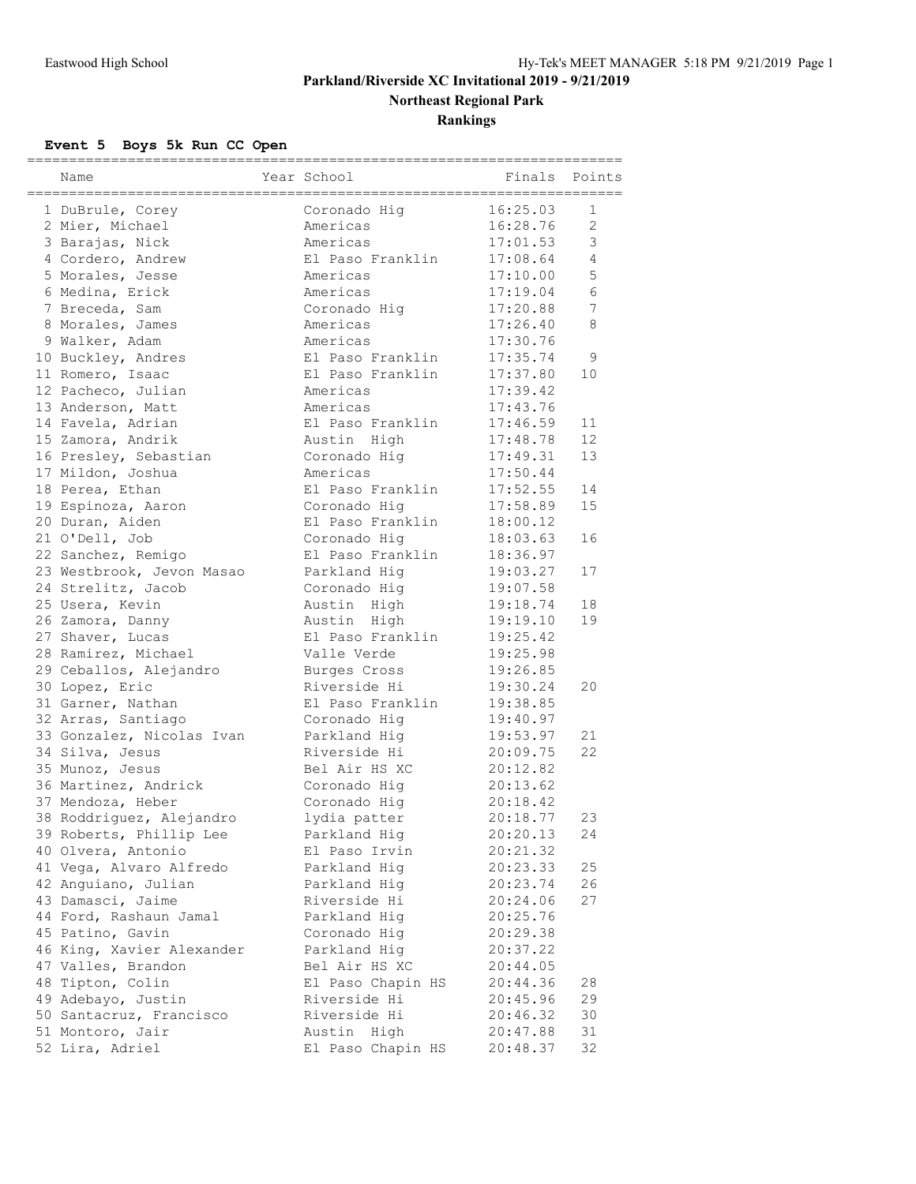# Parkland/Riverside XC Invitational 2019 - 9/21/2019

## Northeast Regional Park

## Rankings

### Event 5 Boys 5k Run CC Open

| | Name | Year | School | Finals | Points |
|---|---|---|---|---|---|
| 1 | DuBrule, Corey | | Coronado Hig | 16:25.03 | 1 |
| 2 | Mier, Michael | | Americas | 16:28.76 | 2 |
| 3 | Barajas, Nick | | Americas | 17:01.53 | 3 |
| 4 | Cordero, Andrew | | El Paso Franklin | 17:08.64 | 4 |
| 5 | Morales, Jesse | | Americas | 17:10.00 | 5 |
| 6 | Medina, Erick | | Americas | 17:19.04 | 6 |
| 7 | Breceda, Sam | | Coronado Hig | 17:20.88 | 7 |
| 8 | Morales, James | | Americas | 17:26.40 | 8 |
| 9 | Walker, Adam | | Americas | 17:30.76 | |
| 10 | Buckley, Andres | | El Paso Franklin | 17:35.74 | 9 |
| 11 | Romero, Isaac | | El Paso Franklin | 17:37.80 | 10 |
| 12 | Pacheco, Julian | | Americas | 17:39.42 | |
| 13 | Anderson, Matt | | Americas | 17:43.76 | |
| 14 | Favela, Adrian | | El Paso Franklin | 17:46.59 | 11 |
| 15 | Zamora, Andrik | | Austin High | 17:48.78 | 12 |
| 16 | Presley, Sebastian | | Coronado Hig | 17:49.31 | 13 |
| 17 | Mildon, Joshua | | Americas | 17:50.44 | |
| 18 | Perea, Ethan | | El Paso Franklin | 17:52.55 | 14 |
| 19 | Espinoza, Aaron | | Coronado Hig | 17:58.89 | 15 |
| 20 | Duran, Aiden | | El Paso Franklin | 18:00.12 | |
| 21 | O'Dell, Job | | Coronado Hig | 18:03.63 | 16 |
| 22 | Sanchez, Remigo | | El Paso Franklin | 18:36.97 | |
| 23 | Westbrook, Jevon Masao | | Parkland Hig | 19:03.27 | 17 |
| 24 | Strelitz, Jacob | | Coronado Hig | 19:07.58 | |
| 25 | Usera, Kevin | | Austin High | 19:18.74 | 18 |
| 26 | Zamora, Danny | | Austin High | 19:19.10 | 19 |
| 27 | Shaver, Lucas | | El Paso Franklin | 19:25.42 | |
| 28 | Ramirez, Michael | | Valle Verde | 19:25.98 | |
| 29 | Ceballos, Alejandro | | Burges Cross | 19:26.85 | |
| 30 | Lopez, Eric | | Riverside Hi | 19:30.24 | 20 |
| 31 | Garner, Nathan | | El Paso Franklin | 19:38.85 | |
| 32 | Arras, Santiago | | Coronado Hig | 19:40.97 | |
| 33 | Gonzalez, Nicolas Ivan | | Parkland Hig | 19:53.97 | 21 |
| 34 | Silva, Jesus | | Riverside Hi | 20:09.75 | 22 |
| 35 | Munoz, Jesus | | Bel Air HS XC | 20:12.82 | |
| 36 | Martinez, Andrick | | Coronado Hig | 20:13.62 | |
| 37 | Mendoza, Heber | | Coronado Hig | 20:18.42 | |
| 38 | Roddriguez, Alejandro | | lydia patter | 20:18.77 | 23 |
| 39 | Roberts, Phillip Lee | | Parkland Hig | 20:20.13 | 24 |
| 40 | Olvera, Antonio | | El Paso Irvin | 20:21.32 | |
| 41 | Vega, Alvaro Alfredo | | Parkland Hig | 20:23.33 | 25 |
| 42 | Anguiano, Julian | | Parkland Hig | 20:23.74 | 26 |
| 43 | Damasci, Jaime | | Riverside Hi | 20:24.06 | 27 |
| 44 | Ford, Rashaun Jamal | | Parkland Hig | 20:25.76 | |
| 45 | Patino, Gavin | | Coronado Hig | 20:29.38 | |
| 46 | King, Xavier Alexander | | Parkland Hig | 20:37.22 | |
| 47 | Valles, Brandon | | Bel Air HS XC | 20:44.05 | |
| 48 | Tipton, Colin | | El Paso Chapin HS | 20:44.36 | 28 |
| 49 | Adebayo, Justin | | Riverside Hi | 20:45.96 | 29 |
| 50 | Santacruz, Francisco | | Riverside Hi | 20:46.32 | 30 |
| 51 | Montoro, Jair | | Austin High | 20:47.88 | 31 |
| 52 | Lira, Adriel | | El Paso Chapin HS | 20:48.37 | 32 |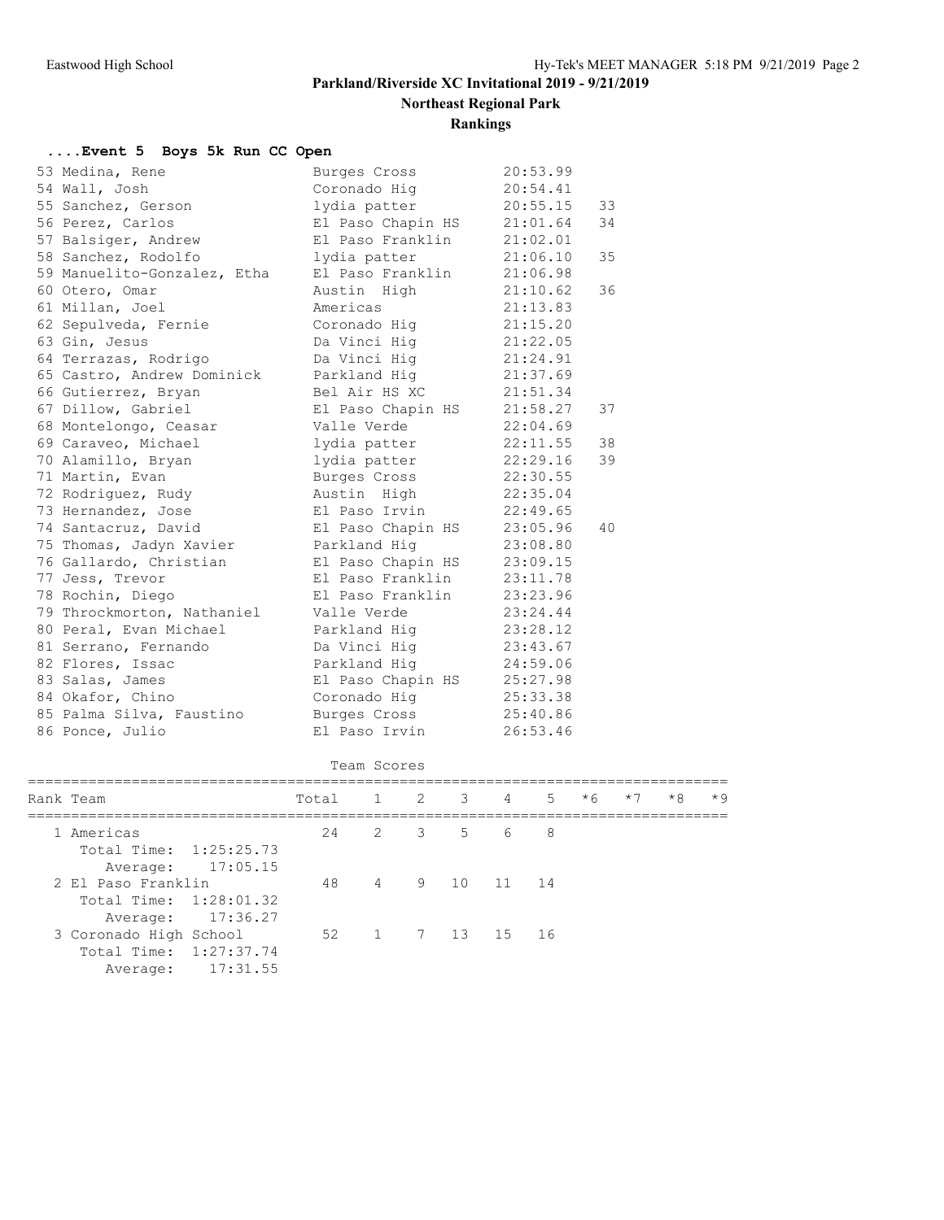# Parkland/Riverside XC Invitational 2019 - 9/21/2019

## Northeast Regional Park

## Rankings

### ....Event 5 Boys 5k Run CC Open

| Place | Name | Team | Time | Points |
|---|---|---|---|---|
| 53 | Medina, Rene | Burges Cross | 20:53.99 | |
| 54 | Wall, Josh | Coronado Hig | 20:54.41 | |
| 55 | Sanchez, Gerson | lydia patter | 20:55.15 | 33 |
| 56 | Perez, Carlos | El Paso Chapin HS | 21:01.64 | 34 |
| 57 | Balsiger, Andrew | El Paso Franklin | 21:02.01 | |
| 58 | Sanchez, Rodolfo | lydia patter | 21:06.10 | 35 |
| 59 | Manuelito-Gonzalez, Etha | El Paso Franklin | 21:06.98 | |
| 60 | Otero, Omar | Austin High | 21:10.62 | 36 |
| 61 | Millan, Joel | Americas | 21:13.83 | |
| 62 | Sepulveda, Fernie | Coronado Hig | 21:15.20 | |
| 63 | Gin, Jesus | Da Vinci Hig | 21:22.05 | |
| 64 | Terrazas, Rodrigo | Da Vinci Hig | 21:24.91 | |
| 65 | Castro, Andrew Dominick | Parkland Hig | 21:37.69 | |
| 66 | Gutierrez, Bryan | Bel Air HS XC | 21:51.34 | |
| 67 | Dillow, Gabriel | El Paso Chapin HS | 21:58.27 | 37 |
| 68 | Montelongo, Ceasar | Valle Verde | 22:04.69 | |
| 69 | Caraveo, Michael | lydia patter | 22:11.55 | 38 |
| 70 | Alamillo, Bryan | lydia patter | 22:29.16 | 39 |
| 71 | Martin, Evan | Burges Cross | 22:30.55 | |
| 72 | Rodriguez, Rudy | Austin High | 22:35.04 | |
| 73 | Hernandez, Jose | El Paso Irvin | 22:49.65 | |
| 74 | Santacruz, David | El Paso Chapin HS | 23:05.96 | 40 |
| 75 | Thomas, Jadyn Xavier | Parkland Hig | 23:08.80 | |
| 76 | Gallardo, Christian | El Paso Chapin HS | 23:09.15 | |
| 77 | Jess, Trevor | El Paso Franklin | 23:11.78 | |
| 78 | Rochin, Diego | El Paso Franklin | 23:23.96 | |
| 79 | Throckmorton, Nathaniel | Valle Verde | 23:24.44 | |
| 80 | Peral, Evan Michael | Parkland Hig | 23:28.12 | |
| 81 | Serrano, Fernando | Da Vinci Hig | 23:43.67 | |
| 82 | Flores, Issac | Parkland Hig | 24:59.06 | |
| 83 | Salas, James | El Paso Chapin HS | 25:27.98 | |
| 84 | Okafor, Chino | Coronado Hig | 25:33.38 | |
| 85 | Palma Silva, Faustino | Burges Cross | 25:40.86 | |
| 86 | Ponce, Julio | El Paso Irvin | 26:53.46 | |

Team Scores

| Rank | Team | Total | 1 | 2 | 3 | 4 | 5 | *6 | *7 | *8 | *9 |
|---|---|---|---|---|---|---|---|---|---|---|---|
| 1 | Americas | 24 | 2 | 3 | 5 | 6 | 8 | | | | |
| | Total Time: 1:25:25.73 | | | | | | | | | | |
| | Average: 17:05.15 | | | | | | | | | | |
| 2 | El Paso Franklin | 48 | 4 | 9 | 10 | 11 | 14 | | | | |
| | Total Time: 1:28:01.32 | | | | | | | | | | |
| | Average: 17:36.27 | | | | | | | | | | |
| 3 | Coronado High School | 52 | 1 | 7 | 13 | 15 | 16 | | | | |
| | Total Time: 1:27:37.74 | | | | | | | | | | |
| | Average: 17:31.55 | | | | | | | | | | |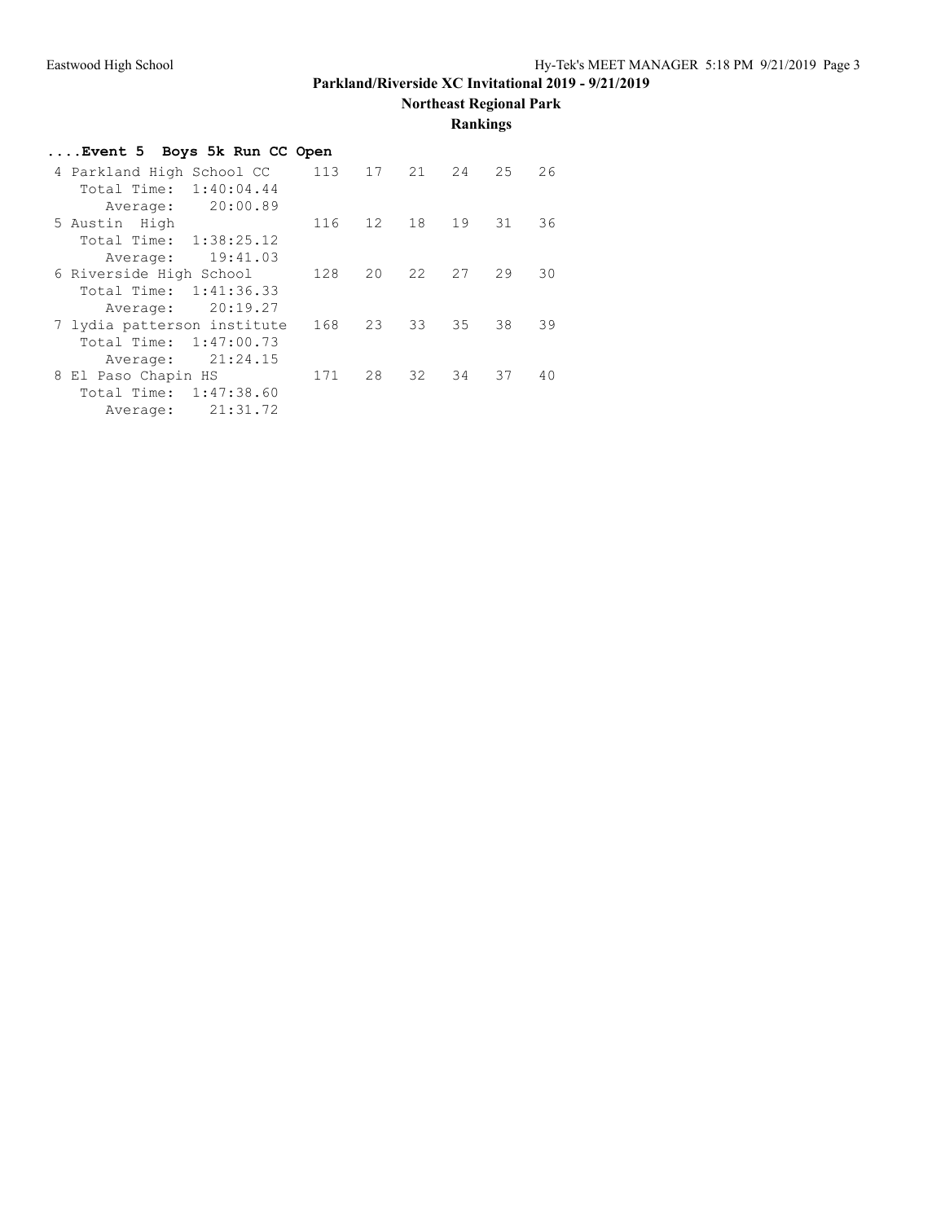# Parkland/Riverside XC Invitational 2019 - 9/21/2019

## Northeast Regional Park

### Rankings

**....Event 5 Boys 5k Run CC Open**

```
 4 Parkland High School CC     113   17   21   24   25   26
    Total Time:  1:40:04.44
       Average:    20:00.89
 5 Austin  High                116   12   18   19   31   36
    Total Time:  1:38:25.12
       Average:    19:41.03
 6 Riverside High School       128   20   22   27   29   30
    Total Time:  1:41:36.33
       Average:    20:19.27
 7 lydia patterson institute   168   23   33   35   38   39
    Total Time:  1:47:00.73
       Average:    21:24.15
 8 El Paso Chapin HS           171   28   32   34   37   40
    Total Time:  1:47:38.60
       Average:    21:31.72
```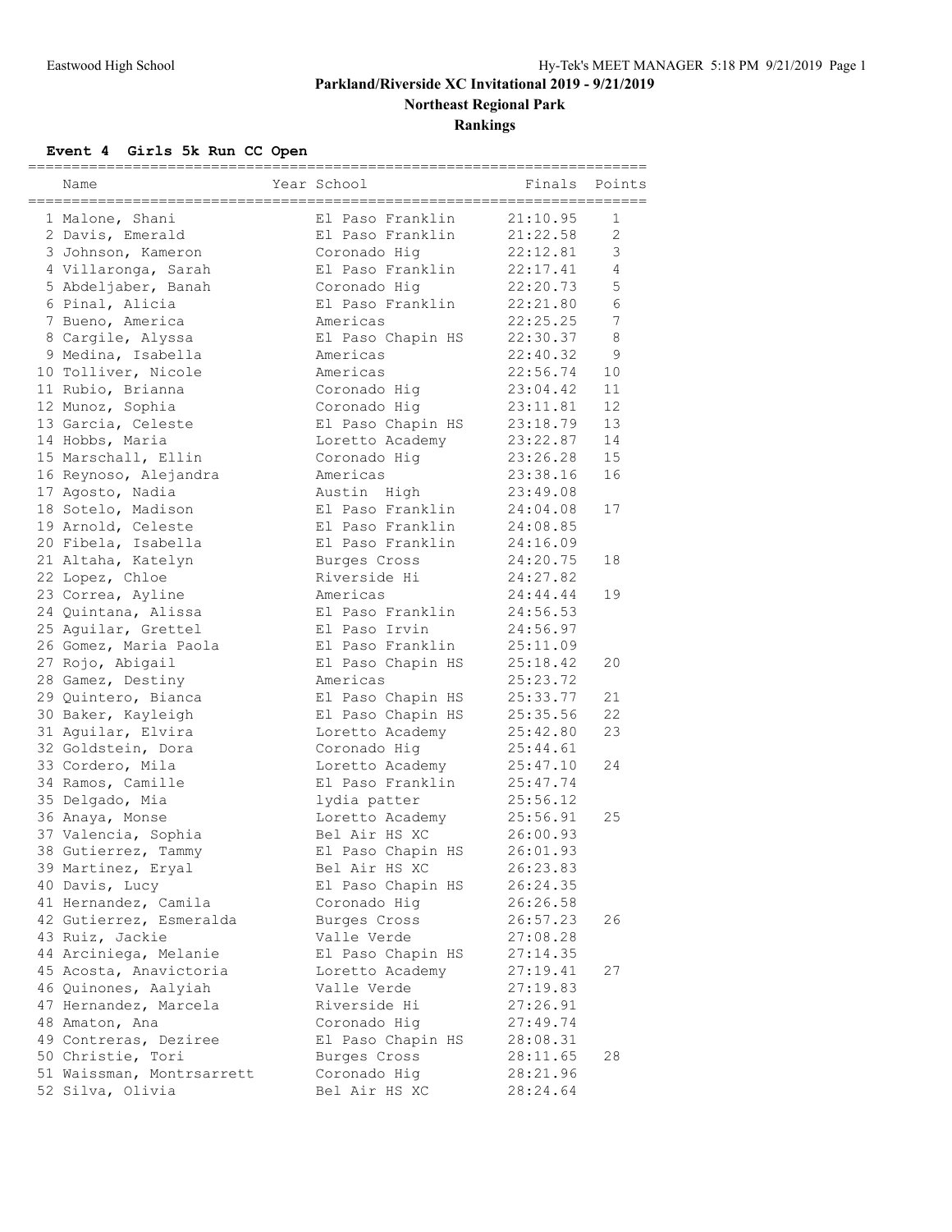# Parkland/Riverside XC Invitational 2019 - 9/21/2019

## Northeast Regional Park

## Rankings

### Event 4 Girls 5k Run CC Open

| | Name | Year | School | Finals | Points |
|---|---|---|---|---|---|
| 1 | Malone, Shani | | El Paso Franklin | 21:10.95 | 1 |
| 2 | Davis, Emerald | | El Paso Franklin | 21:22.58 | 2 |
| 3 | Johnson, Kameron | | Coronado Hig | 22:12.81 | 3 |
| 4 | Villaronga, Sarah | | El Paso Franklin | 22:17.41 | 4 |
| 5 | Abdeljaber, Banah | | Coronado Hig | 22:20.73 | 5 |
| 6 | Pinal, Alicia | | El Paso Franklin | 22:21.80 | 6 |
| 7 | Bueno, America | | Americas | 22:25.25 | 7 |
| 8 | Cargile, Alyssa | | El Paso Chapin HS | 22:30.37 | 8 |
| 9 | Medina, Isabella | | Americas | 22:40.32 | 9 |
| 10 | Tolliver, Nicole | | Americas | 22:56.74 | 10 |
| 11 | Rubio, Brianna | | Coronado Hig | 23:04.42 | 11 |
| 12 | Munoz, Sophia | | Coronado Hig | 23:11.81 | 12 |
| 13 | Garcia, Celeste | | El Paso Chapin HS | 23:18.79 | 13 |
| 14 | Hobbs, Maria | | Loretto Academy | 23:22.87 | 14 |
| 15 | Marschall, Ellin | | Coronado Hig | 23:26.28 | 15 |
| 16 | Reynoso, Alejandra | | Americas | 23:38.16 | 16 |
| 17 | Agosto, Nadia | | Austin High | 23:49.08 | |
| 18 | Sotelo, Madison | | El Paso Franklin | 24:04.08 | 17 |
| 19 | Arnold, Celeste | | El Paso Franklin | 24:08.85 | |
| 20 | Fibela, Isabella | | El Paso Franklin | 24:16.09 | |
| 21 | Altaha, Katelyn | | Burges Cross | 24:20.75 | 18 |
| 22 | Lopez, Chloe | | Riverside Hi | 24:27.82 | |
| 23 | Correa, Ayline | | Americas | 24:44.44 | 19 |
| 24 | Quintana, Alissa | | El Paso Franklin | 24:56.53 | |
| 25 | Aguilar, Grettel | | El Paso Irvin | 24:56.97 | |
| 26 | Gomez, Maria Paola | | El Paso Franklin | 25:11.09 | |
| 27 | Rojo, Abigail | | El Paso Chapin HS | 25:18.42 | 20 |
| 28 | Gamez, Destiny | | Americas | 25:23.72 | |
| 29 | Quintero, Bianca | | El Paso Chapin HS | 25:33.77 | 21 |
| 30 | Baker, Kayleigh | | El Paso Chapin HS | 25:35.56 | 22 |
| 31 | Aguilar, Elvira | | Loretto Academy | 25:42.80 | 23 |
| 32 | Goldstein, Dora | | Coronado Hig | 25:44.61 | |
| 33 | Cordero, Mila | | Loretto Academy | 25:47.10 | 24 |
| 34 | Ramos, Camille | | El Paso Franklin | 25:47.74 | |
| 35 | Delgado, Mia | | lydia patter | 25:56.12 | |
| 36 | Anaya, Monse | | Loretto Academy | 25:56.91 | 25 |
| 37 | Valencia, Sophia | | Bel Air HS XC | 26:00.93 | |
| 38 | Gutierrez, Tammy | | El Paso Chapin HS | 26:01.93 | |
| 39 | Martinez, Eryal | | Bel Air HS XC | 26:23.83 | |
| 40 | Davis, Lucy | | El Paso Chapin HS | 26:24.35 | |
| 41 | Hernandez, Camila | | Coronado Hig | 26:26.58 | |
| 42 | Gutierrez, Esmeralda | | Burges Cross | 26:57.23 | 26 |
| 43 | Ruiz, Jackie | | Valle Verde | 27:08.28 | |
| 44 | Arciniega, Melanie | | El Paso Chapin HS | 27:14.35 | |
| 45 | Acosta, Anavictoria | | Loretto Academy | 27:19.41 | 27 |
| 46 | Quinones, Aalyiah | | Valle Verde | 27:19.83 | |
| 47 | Hernandez, Marcela | | Riverside Hi | 27:26.91 | |
| 48 | Amaton, Ana | | Coronado Hig | 27:49.74 | |
| 49 | Contreras, Deziree | | El Paso Chapin HS | 28:08.31 | |
| 50 | Christie, Tori | | Burges Cross | 28:11.65 | 28 |
| 51 | Waissman, Montrsarrett | | Coronado Hig | 28:21.96 | |
| 52 | Silva, Olivia | | Bel Air HS XC | 28:24.64 | |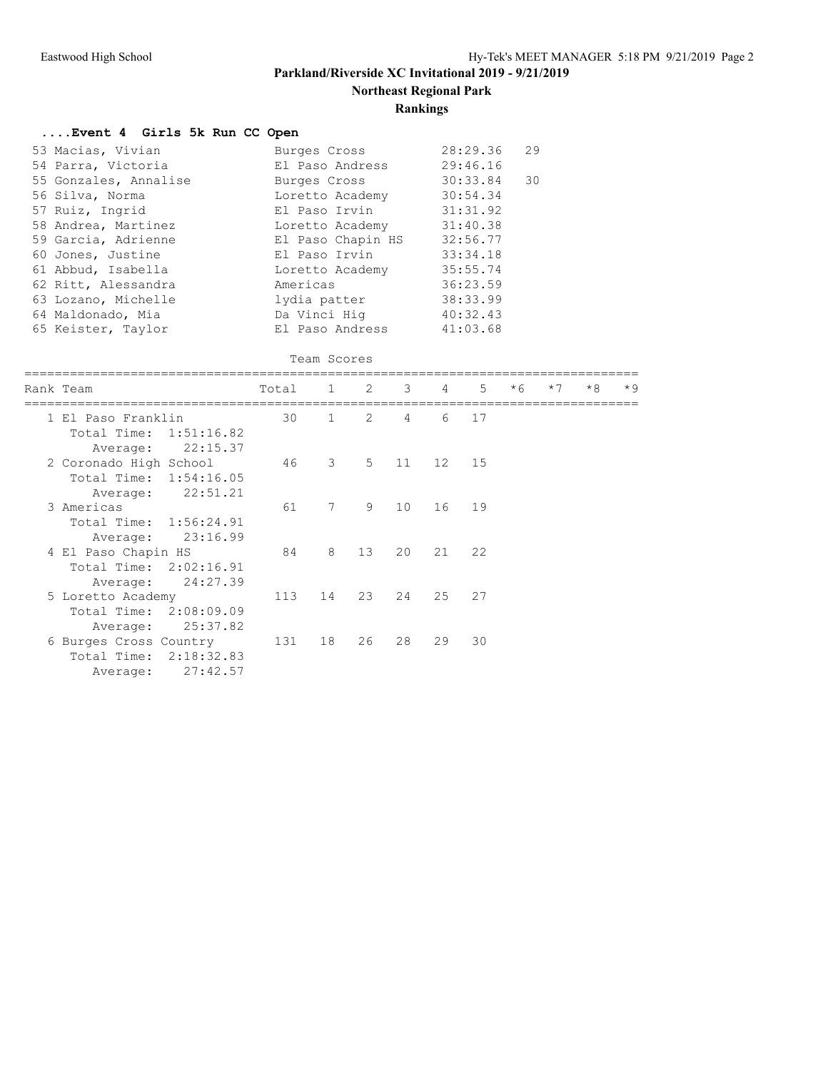## Parkland/Riverside XC Invitational 2019 - 9/21/2019

### Northeast Regional Park

### Rankings

**....Event 4 Girls 5k Run CC Open**

| Place | Name | School | Time | Points |
|---|---|---|---|---|
| 53 | Macias, Vivian | Burges Cross | 28:29.36 | 29 |
| 54 | Parra, Victoria | El Paso Andress | 29:46.16 | |
| 55 | Gonzales, Annalise | Burges Cross | 30:33.84 | 30 |
| 56 | Silva, Norma | Loretto Academy | 30:54.34 | |
| 57 | Ruiz, Ingrid | El Paso Irvin | 31:31.92 | |
| 58 | Andrea, Martinez | Loretto Academy | 31:40.38 | |
| 59 | Garcia, Adrienne | El Paso Chapin HS | 32:56.77 | |
| 60 | Jones, Justine | El Paso Irvin | 33:34.18 | |
| 61 | Abbud, Isabella | Loretto Academy | 35:55.74 | |
| 62 | Ritt, Alessandra | Americas | 36:23.59 | |
| 63 | Lozano, Michelle | lydia patter | 38:33.99 | |
| 64 | Maldonado, Mia | Da Vinci Hig | 40:32.43 | |
| 65 | Keister, Taylor | El Paso Andress | 41:03.68 | |

**Team Scores**

| Rank | Team | Total | 1 | 2 | 3 | 4 | 5 | *6 | *7 | *8 | *9 |
|---|---|---|---|---|---|---|---|---|---|---|---|
| 1 | El Paso Franklin | 30 | 1 | 2 | 4 | 6 | 17 | | | | |
| | Total Time: 1:51:16.82 | | | | | | | | | | |
| | Average: 22:15.37 | | | | | | | | | | |
| 2 | Coronado High School | 46 | 3 | 5 | 11 | 12 | 15 | | | | |
| | Total Time: 1:54:16.05 | | | | | | | | | | |
| | Average: 22:51.21 | | | | | | | | | | |
| 3 | Americas | 61 | 7 | 9 | 10 | 16 | 19 | | | | |
| | Total Time: 1:56:24.91 | | | | | | | | | | |
| | Average: 23:16.99 | | | | | | | | | | |
| 4 | El Paso Chapin HS | 84 | 8 | 13 | 20 | 21 | 22 | | | | |
| | Total Time: 2:02:16.91 | | | | | | | | | | |
| | Average: 24:27.39 | | | | | | | | | | |
| 5 | Loretto Academy | 113 | 14 | 23 | 24 | 25 | 27 | | | | |
| | Total Time: 2:08:09.09 | | | | | | | | | | |
| | Average: 25:37.82 | | | | | | | | | | |
| 6 | Burges Cross Country | 131 | 18 | 26 | 28 | 29 | 30 | | | | |
| | Total Time: 2:18:32.83 | | | | | | | | | | |
| | Average: 27:42.57 | | | | | | | | | | |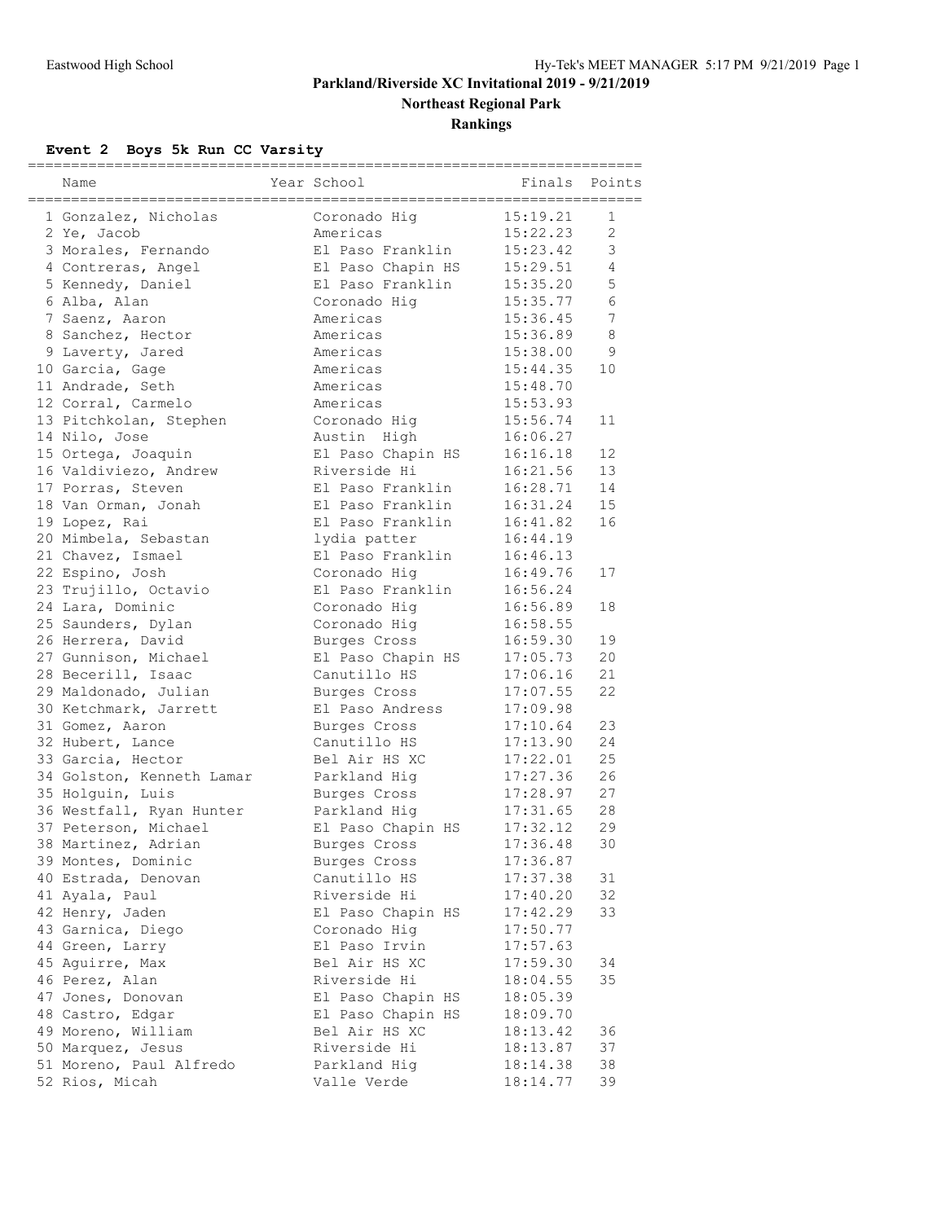# Parkland/Riverside XC Invitational 2019 - 9/21/2019

## Northeast Regional Park

## Rankings

### Event 2 Boys 5k Run CC Varsity

| | Name | Year | School | Finals | Points |
|---|---|---|---|---|---|
| 1 | Gonzalez, Nicholas | | Coronado Hig | 15:19.21 | 1 |
| 2 | Ye, Jacob | | Americas | 15:22.23 | 2 |
| 3 | Morales, Fernando | | El Paso Franklin | 15:23.42 | 3 |
| 4 | Contreras, Angel | | El Paso Chapin HS | 15:29.51 | 4 |
| 5 | Kennedy, Daniel | | El Paso Franklin | 15:35.20 | 5 |
| 6 | Alba, Alan | | Coronado Hig | 15:35.77 | 6 |
| 7 | Saenz, Aaron | | Americas | 15:36.45 | 7 |
| 8 | Sanchez, Hector | | Americas | 15:36.89 | 8 |
| 9 | Laverty, Jared | | Americas | 15:38.00 | 9 |
| 10 | Garcia, Gage | | Americas | 15:44.35 | 10 |
| 11 | Andrade, Seth | | Americas | 15:48.70 | |
| 12 | Corral, Carmelo | | Americas | 15:53.93 | |
| 13 | Pitchkolan, Stephen | | Coronado Hig | 15:56.74 | 11 |
| 14 | Nilo, Jose | | Austin High | 16:06.27 | |
| 15 | Ortega, Joaquin | | El Paso Chapin HS | 16:16.18 | 12 |
| 16 | Valdiviezo, Andrew | | Riverside Hi | 16:21.56 | 13 |
| 17 | Porras, Steven | | El Paso Franklin | 16:28.71 | 14 |
| 18 | Van Orman, Jonah | | El Paso Franklin | 16:31.24 | 15 |
| 19 | Lopez, Rai | | El Paso Franklin | 16:41.82 | 16 |
| 20 | Mimbela, Sebastan | | lydia patter | 16:44.19 | |
| 21 | Chavez, Ismael | | El Paso Franklin | 16:46.13 | |
| 22 | Espino, Josh | | Coronado Hig | 16:49.76 | 17 |
| 23 | Trujillo, Octavio | | El Paso Franklin | 16:56.24 | |
| 24 | Lara, Dominic | | Coronado Hig | 16:56.89 | 18 |
| 25 | Saunders, Dylan | | Coronado Hig | 16:58.55 | |
| 26 | Herrera, David | | Burges Cross | 16:59.30 | 19 |
| 27 | Gunnison, Michael | | El Paso Chapin HS | 17:05.73 | 20 |
| 28 | Becerill, Isaac | | Canutillo HS | 17:06.16 | 21 |
| 29 | Maldonado, Julian | | Burges Cross | 17:07.55 | 22 |
| 30 | Ketchmark, Jarrett | | El Paso Andress | 17:09.98 | |
| 31 | Gomez, Aaron | | Burges Cross | 17:10.64 | 23 |
| 32 | Hubert, Lance | | Canutillo HS | 17:13.90 | 24 |
| 33 | Garcia, Hector | | Bel Air HS XC | 17:22.01 | 25 |
| 34 | Golston, Kenneth Lamar | | Parkland Hig | 17:27.36 | 26 |
| 35 | Holguin, Luis | | Burges Cross | 17:28.97 | 27 |
| 36 | Westfall, Ryan Hunter | | Parkland Hig | 17:31.65 | 28 |
| 37 | Peterson, Michael | | El Paso Chapin HS | 17:32.12 | 29 |
| 38 | Martinez, Adrian | | Burges Cross | 17:36.48 | 30 |
| 39 | Montes, Dominic | | Burges Cross | 17:36.87 | |
| 40 | Estrada, Denovan | | Canutillo HS | 17:37.38 | 31 |
| 41 | Ayala, Paul | | Riverside Hi | 17:40.20 | 32 |
| 42 | Henry, Jaden | | El Paso Chapin HS | 17:42.29 | 33 |
| 43 | Garnica, Diego | | Coronado Hig | 17:50.77 | |
| 44 | Green, Larry | | El Paso Irvin | 17:57.63 | |
| 45 | Aguirre, Max | | Bel Air HS XC | 17:59.30 | 34 |
| 46 | Perez, Alan | | Riverside Hi | 18:04.55 | 35 |
| 47 | Jones, Donovan | | El Paso Chapin HS | 18:05.39 | |
| 48 | Castro, Edgar | | El Paso Chapin HS | 18:09.70 | |
| 49 | Moreno, William | | Bel Air HS XC | 18:13.42 | 36 |
| 50 | Marquez, Jesus | | Riverside Hi | 18:13.87 | 37 |
| 51 | Moreno, Paul Alfredo | | Parkland Hig | 18:14.38 | 38 |
| 52 | Rios, Micah | | Valle Verde | 18:14.77 | 39 |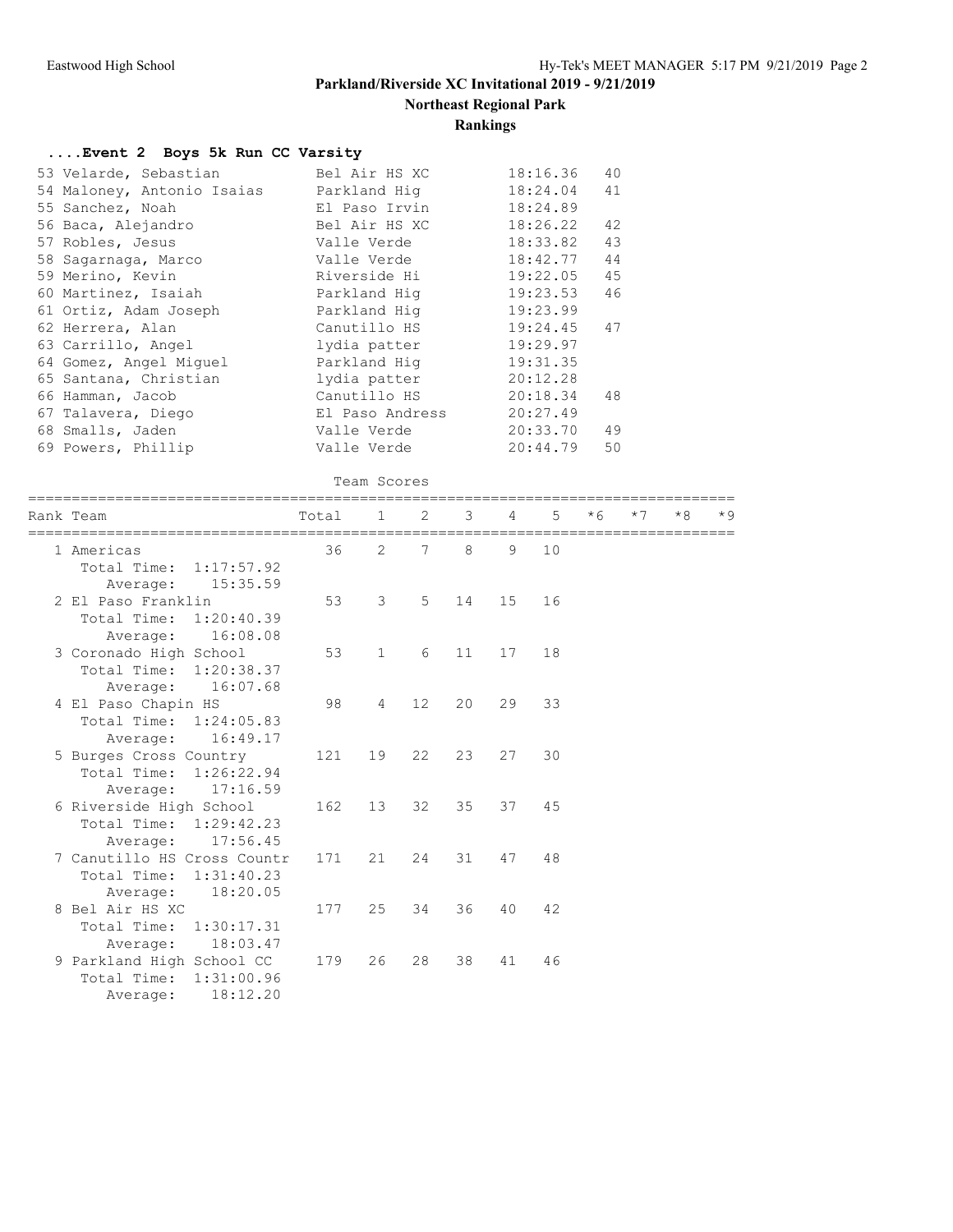# Parkland/Riverside XC Invitational 2019 - 9/21/2019

**Northeast Regional Park**

**Rankings**

### ....Event 2 Boys 5k Run CC Varsity

| Place | Name | School | Time | Points |
|---|---|---|---|---|
| 53 | Velarde, Sebastian | Bel Air HS XC | 18:16.36 | 40 |
| 54 | Maloney, Antonio Isaias | Parkland Hig | 18:24.04 | 41 |
| 55 | Sanchez, Noah | El Paso Irvin | 18:24.89 | |
| 56 | Baca, Alejandro | Bel Air HS XC | 18:26.22 | 42 |
| 57 | Robles, Jesus | Valle Verde | 18:33.82 | 43 |
| 58 | Sagarnaga, Marco | Valle Verde | 18:42.77 | 44 |
| 59 | Merino, Kevin | Riverside Hi | 19:22.05 | 45 |
| 60 | Martinez, Isaiah | Parkland Hig | 19:23.53 | 46 |
| 61 | Ortiz, Adam Joseph | Parkland Hig | 19:23.99 | |
| 62 | Herrera, Alan | Canutillo HS | 19:24.45 | 47 |
| 63 | Carrillo, Angel | lydia patter | 19:29.97 | |
| 64 | Gomez, Angel Miguel | Parkland Hig | 19:31.35 | |
| 65 | Santana, Christian | lydia patter | 20:12.28 | |
| 66 | Hamman, Jacob | Canutillo HS | 20:18.34 | 48 |
| 67 | Talavera, Diego | El Paso Andress | 20:27.49 | |
| 68 | Smalls, Jaden | Valle Verde | 20:33.70 | 49 |
| 69 | Powers, Phillip | Valle Verde | 20:44.79 | 50 |

Team Scores

| Rank | Team | Total | 1 | 2 | 3 | 4 | 5 | *6 | *7 | *8 | *9 |
|---|---|---|---|---|---|---|---|---|---|---|---|
| 1 | Americas | 36 | 2 | 7 | 8 | 9 | 10 | | | | |
| | Total Time: 1:17:57.92 | | | | | | | | | | |
| | Average: 15:35.59 | | | | | | | | | | |
| 2 | El Paso Franklin | 53 | 3 | 5 | 14 | 15 | 16 | | | | |
| | Total Time: 1:20:40.39 | | | | | | | | | | |
| | Average: 16:08.08 | | | | | | | | | | |
| 3 | Coronado High School | 53 | 1 | 6 | 11 | 17 | 18 | | | | |
| | Total Time: 1:20:38.37 | | | | | | | | | | |
| | Average: 16:07.68 | | | | | | | | | | |
| 4 | El Paso Chapin HS | 98 | 4 | 12 | 20 | 29 | 33 | | | | |
| | Total Time: 1:24:05.83 | | | | | | | | | | |
| | Average: 16:49.17 | | | | | | | | | | |
| 5 | Burges Cross Country | 121 | 19 | 22 | 23 | 27 | 30 | | | | |
| | Total Time: 1:26:22.94 | | | | | | | | | | |
| | Average: 17:16.59 | | | | | | | | | | |
| 6 | Riverside High School | 162 | 13 | 32 | 35 | 37 | 45 | | | | |
| | Total Time: 1:29:42.23 | | | | | | | | | | |
| | Average: 17:56.45 | | | | | | | | | | |
| 7 | Canutillo HS Cross Countr | 171 | 21 | 24 | 31 | 47 | 48 | | | | |
| | Total Time: 1:31:40.23 | | | | | | | | | | |
| | Average: 18:20.05 | | | | | | | | | | |
| 8 | Bel Air HS XC | 177 | 25 | 34 | 36 | 40 | 42 | | | | |
| | Total Time: 1:30:17.31 | | | | | | | | | | |
| | Average: 18:03.47 | | | | | | | | | | |
| 9 | Parkland High School CC | 179 | 26 | 28 | 38 | 41 | 46 | | | | |
| | Total Time: 1:31:00.96 | | | | | | | | | | |
| | Average: 18:12.20 | | | | | | | | | | |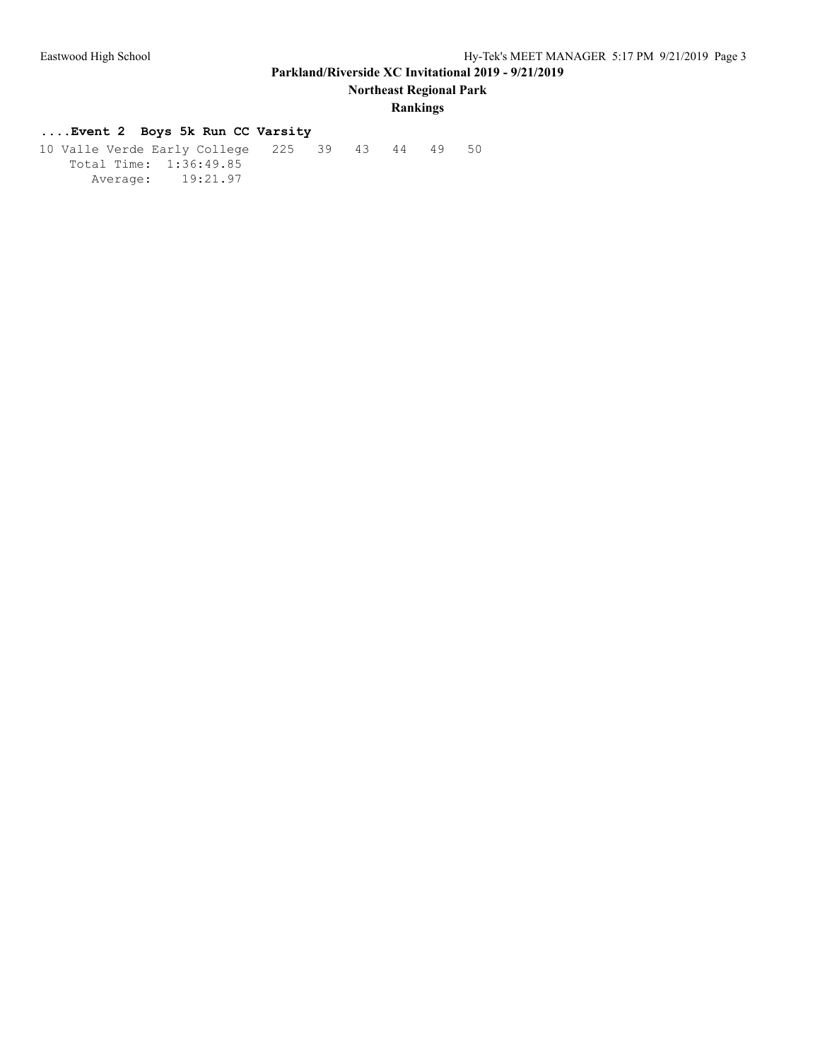**....Event 2 Boys 5k Run CC Varsity**

```
10 Valle Verde Early College   225   39   43   44   49   50
    Total Time:  1:36:49.85
       Average:    19:21.97
```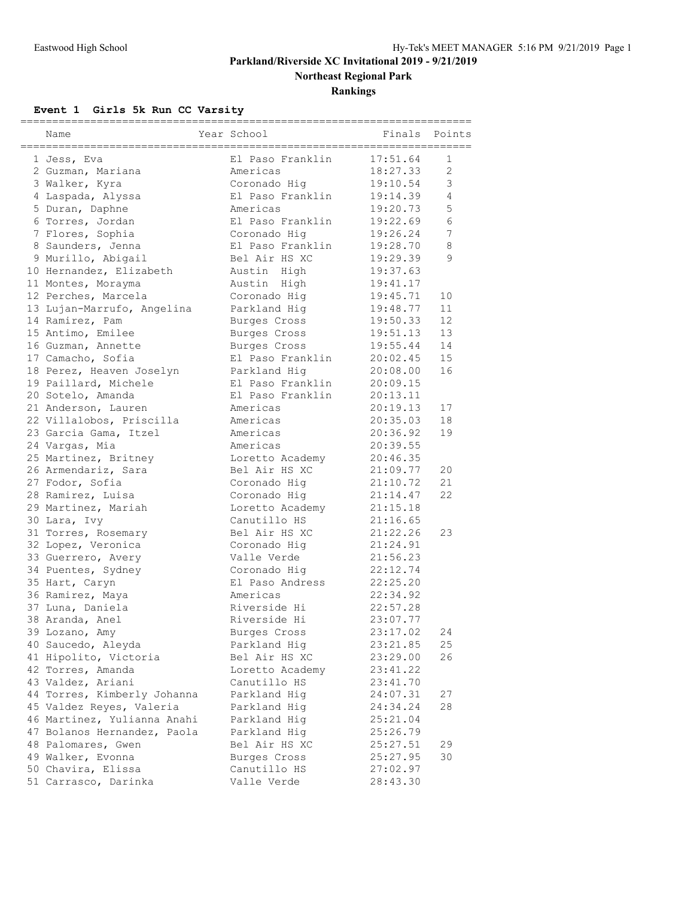## Parkland/Riverside XC Invitational 2019 - 9/21/2019

### Northeast Regional Park

### Rankings

**Event 1 Girls 5k Run CC Varsity**

| | Name | Year | School | Finals | Points |
|---|---|---|---|---|---|
| 1 | Jess, Eva | | El Paso Franklin | 17:51.64 | 1 |
| 2 | Guzman, Mariana | | Americas | 18:27.33 | 2 |
| 3 | Walker, Kyra | | Coronado Hig | 19:10.54 | 3 |
| 4 | Laspada, Alyssa | | El Paso Franklin | 19:14.39 | 4 |
| 5 | Duran, Daphne | | Americas | 19:20.73 | 5 |
| 6 | Torres, Jordan | | El Paso Franklin | 19:22.69 | 6 |
| 7 | Flores, Sophia | | Coronado Hig | 19:26.24 | 7 |
| 8 | Saunders, Jenna | | El Paso Franklin | 19:28.70 | 8 |
| 9 | Murillo, Abigail | | Bel Air HS XC | 19:29.39 | 9 |
| 10 | Hernandez, Elizabeth | | Austin High | 19:37.63 | |
| 11 | Montes, Morayma | | Austin High | 19:41.17 | |
| 12 | Perches, Marcela | | Coronado Hig | 19:45.71 | 10 |
| 13 | Lujan-Marrufo, Angelina | | Parkland Hig | 19:48.77 | 11 |
| 14 | Ramirez, Pam | | Burges Cross | 19:50.33 | 12 |
| 15 | Antimo, Emilee | | Burges Cross | 19:51.13 | 13 |
| 16 | Guzman, Annette | | Burges Cross | 19:55.44 | 14 |
| 17 | Camacho, Sofia | | El Paso Franklin | 20:02.45 | 15 |
| 18 | Perez, Heaven Joselyn | | Parkland Hig | 20:08.00 | 16 |
| 19 | Paillard, Michele | | El Paso Franklin | 20:09.15 | |
| 20 | Sotelo, Amanda | | El Paso Franklin | 20:13.11 | |
| 21 | Anderson, Lauren | | Americas | 20:19.13 | 17 |
| 22 | Villalobos, Priscilla | | Americas | 20:35.03 | 18 |
| 23 | Garcia Gama, Itzel | | Americas | 20:36.92 | 19 |
| 24 | Vargas, Mia | | Americas | 20:39.55 | |
| 25 | Martinez, Britney | | Loretto Academy | 20:46.35 | |
| 26 | Armendariz, Sara | | Bel Air HS XC | 21:09.77 | 20 |
| 27 | Fodor, Sofia | | Coronado Hig | 21:10.72 | 21 |
| 28 | Ramirez, Luisa | | Coronado Hig | 21:14.47 | 22 |
| 29 | Martinez, Mariah | | Loretto Academy | 21:15.18 | |
| 30 | Lara, Ivy | | Canutillo HS | 21:16.65 | |
| 31 | Torres, Rosemary | | Bel Air HS XC | 21:22.26 | 23 |
| 32 | Lopez, Veronica | | Coronado Hig | 21:24.91 | |
| 33 | Guerrero, Avery | | Valle Verde | 21:56.23 | |
| 34 | Puentes, Sydney | | Coronado Hig | 22:12.74 | |
| 35 | Hart, Caryn | | El Paso Andress | 22:25.20 | |
| 36 | Ramirez, Maya | | Americas | 22:34.92 | |
| 37 | Luna, Daniela | | Riverside Hi | 22:57.28 | |
| 38 | Aranda, Anel | | Riverside Hi | 23:07.77 | |
| 39 | Lozano, Amy | | Burges Cross | 23:17.02 | 24 |
| 40 | Saucedo, Aleyda | | Parkland Hig | 23:21.85 | 25 |
| 41 | Hipolito, Victoria | | Bel Air HS XC | 23:29.00 | 26 |
| 42 | Torres, Amanda | | Loretto Academy | 23:41.22 | |
| 43 | Valdez, Ariani | | Canutillo HS | 23:41.70 | |
| 44 | Torres, Kimberly Johanna | | Parkland Hig | 24:07.31 | 27 |
| 45 | Valdez Reyes, Valeria | | Parkland Hig | 24:34.24 | 28 |
| 46 | Martinez, Yulianna Anahi | | Parkland Hig | 25:21.04 | |
| 47 | Bolanos Hernandez, Paola | | Parkland Hig | 25:26.79 | |
| 48 | Palomares, Gwen | | Bel Air HS XC | 25:27.51 | 29 |
| 49 | Walker, Evonna | | Burges Cross | 25:27.95 | 30 |
| 50 | Chavira, Elissa | | Canutillo HS | 27:02.97 | |
| 51 | Carrasco, Darinka | | Valle Verde | 28:43.30 | |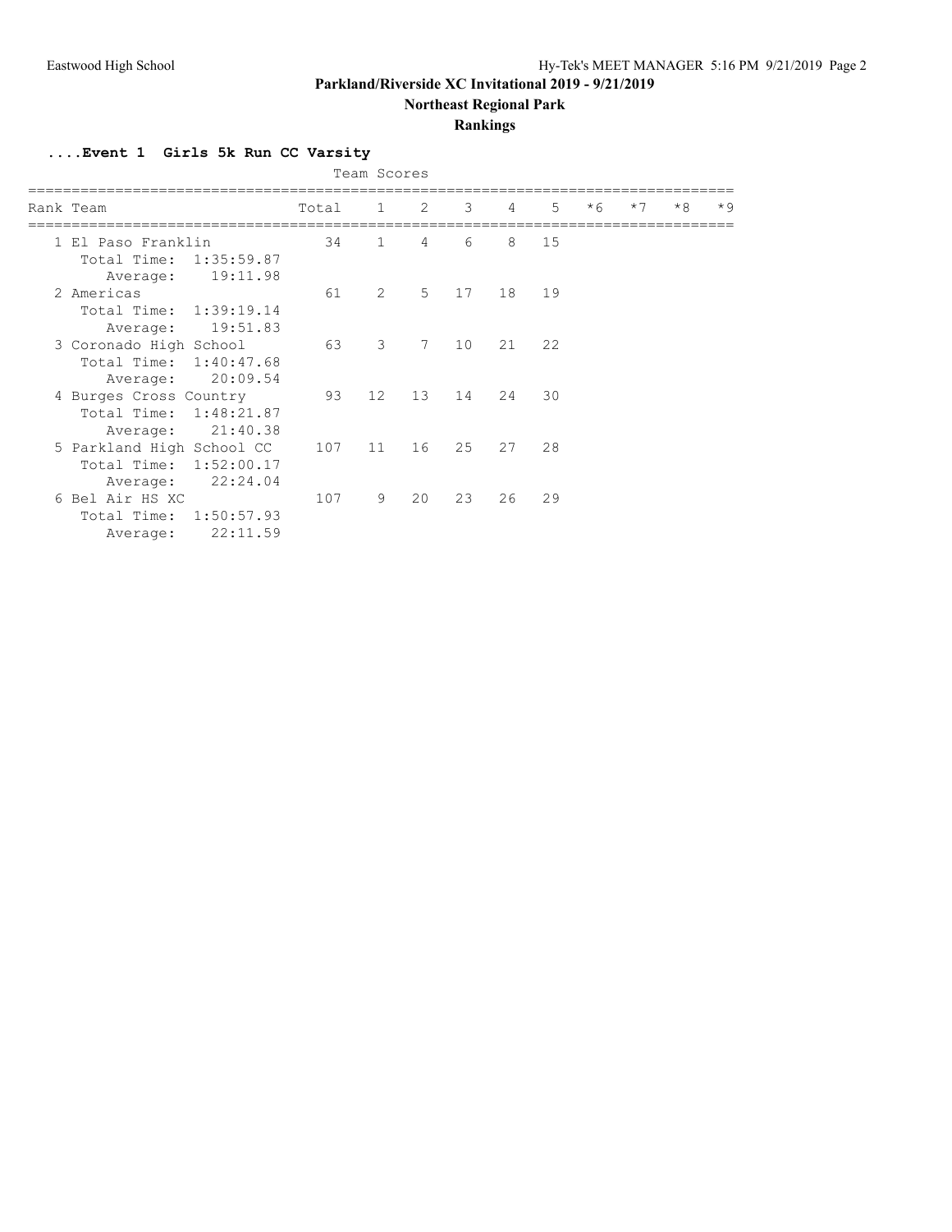# Parkland/Riverside XC Invitational 2019 - 9/21/2019

## Northeast Regional Park

## Rankings

### ....Event 1 Girls 5k Run CC Varsity

Team Scores

| Rank | Team | Total | 1 | 2 | 3 | 4 | 5 | *6 | *7 | *8 | *9 |
|---|---|---|---|---|---|---|---|---|---|---|---|
| 1 | El Paso Franklin | 34 | 1 | 4 | 6 | 8 | 15 | | | | |
| | Total Time: 1:35:59.87 | | | | | | | | | | |
| | Average: 19:11.98 | | | | | | | | | | |
| 2 | Americas | 61 | 2 | 5 | 17 | 18 | 19 | | | | |
| | Total Time: 1:39:19.14 | | | | | | | | | | |
| | Average: 19:51.83 | | | | | | | | | | |
| 3 | Coronado High School | 63 | 3 | 7 | 10 | 21 | 22 | | | | |
| | Total Time: 1:40:47.68 | | | | | | | | | | |
| | Average: 20:09.54 | | | | | | | | | | |
| 4 | Burges Cross Country | 93 | 12 | 13 | 14 | 24 | 30 | | | | |
| | Total Time: 1:48:21.87 | | | | | | | | | | |
| | Average: 21:40.38 | | | | | | | | | | |
| 5 | Parkland High School CC | 107 | 11 | 16 | 25 | 27 | 28 | | | | |
| | Total Time: 1:52:00.17 | | | | | | | | | | |
| | Average: 22:24.04 | | | | | | | | | | |
| 6 | Bel Air HS XC | 107 | 9 | 20 | 23 | 26 | 29 | | | | |
| | Total Time: 1:50:57.93 | | | | | | | | | | |
| | Average: 22:11.59 | | | | | | | | | | |